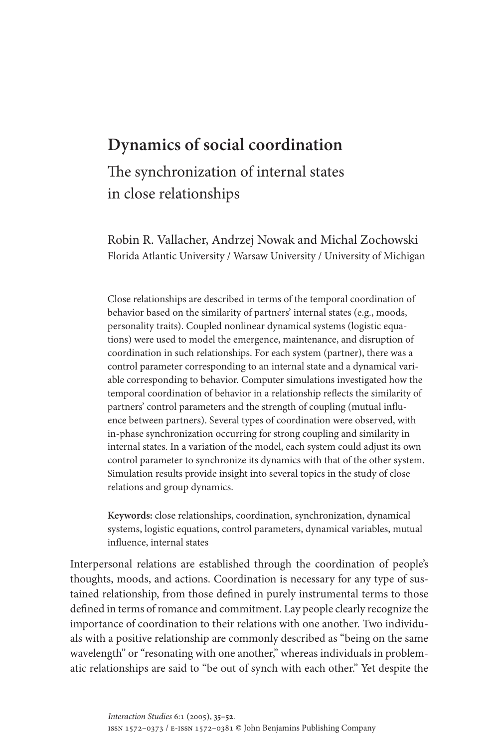# Dynamics of social coordination

## The synchronization of internal states in close relationships

Robin R. Vallacher, Andrzej Nowak and Michal Zochowski
Florida Atlantic University / Warsaw University / University of Michigan

Close relationships are described in terms of the temporal coordination of behavior based on the similarity of partners' internal states (e.g., moods, personality traits). Coupled nonlinear dynamical systems (logistic equations) were used to model the emergence, maintenance, and disruption of coordination in such relationships. For each system (partner), there was a control parameter corresponding to an internal state and a dynamical variable corresponding to behavior. Computer simulations investigated how the temporal coordination of behavior in a relationship reflects the similarity of partners' control parameters and the strength of coupling (mutual influence between partners). Several types of coordination were observed, with in-phase synchronization occurring for strong coupling and similarity in internal states. In a variation of the model, each system could adjust its own control parameter to synchronize its dynamics with that of the other system. Simulation results provide insight into several topics in the study of close relations and group dynamics.

**Keywords:** close relationships, coordination, synchronization, dynamical systems, logistic equations, control parameters, dynamical variables, mutual influence, internal states

Interpersonal relations are established through the coordination of people's thoughts, moods, and actions. Coordination is necessary for any type of sustained relationship, from those defined in purely instrumental terms to those defined in terms of romance and commitment. Lay people clearly recognize the importance of coordination to their relations with one another. Two individuals with a positive relationship are commonly described as "being on the same wavelength" or "resonating with one another," whereas individuals in problematic relationships are said to "be out of synch with each other." Yet despite the

*Interaction Studies* 6:1 (2005), 35–52.
ISSN 1572–0373 / E-ISSN 1572–0381 © John Benjamins Publishing Company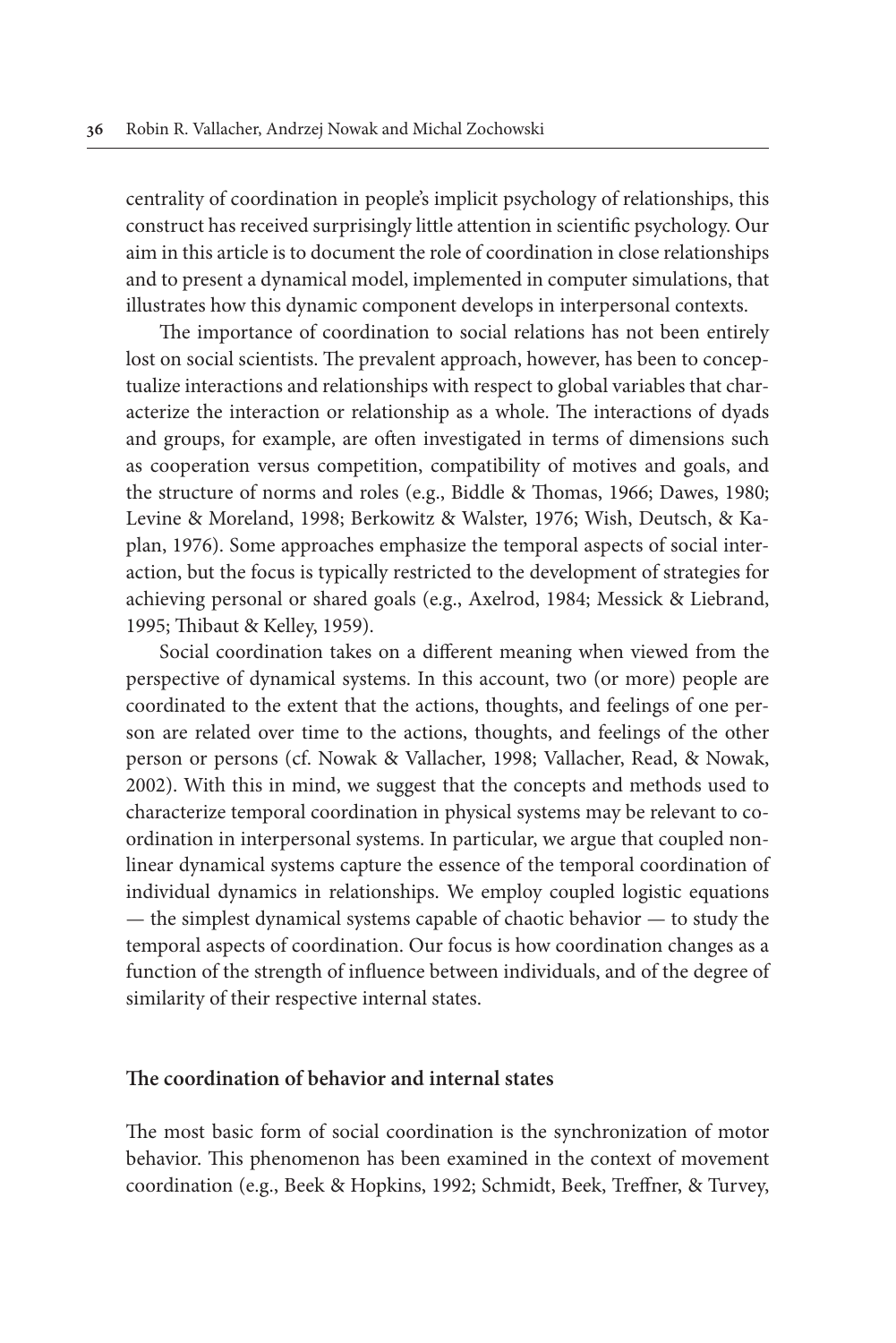centrality of coordination in people's implicit psychology of relationships, this construct has received surprisingly little attention in scientific psychology. Our aim in this article is to document the role of coordination in close relationships and to present a dynamical model, implemented in computer simulations, that illustrates how this dynamic component develops in interpersonal contexts.

The importance of coordination to social relations has not been entirely lost on social scientists. The prevalent approach, however, has been to conceptualize interactions and relationships with respect to global variables that characterize the interaction or relationship as a whole. The interactions of dyads and groups, for example, are often investigated in terms of dimensions such as cooperation versus competition, compatibility of motives and goals, and the structure of norms and roles (e.g., Biddle & Thomas, 1966; Dawes, 1980; Levine & Moreland, 1998; Berkowitz & Walster, 1976; Wish, Deutsch, & Kaplan, 1976). Some approaches emphasize the temporal aspects of social interaction, but the focus is typically restricted to the development of strategies for achieving personal or shared goals (e.g., Axelrod, 1984; Messick & Liebrand, 1995; Thibaut & Kelley, 1959).

Social coordination takes on a different meaning when viewed from the perspective of dynamical systems. In this account, two (or more) people are coordinated to the extent that the actions, thoughts, and feelings of one person are related over time to the actions, thoughts, and feelings of the other person or persons (cf. Nowak & Vallacher, 1998; Vallacher, Read, & Nowak, 2002). With this in mind, we suggest that the concepts and methods used to characterize temporal coordination in physical systems may be relevant to coordination in interpersonal systems. In particular, we argue that coupled nonlinear dynamical systems capture the essence of the temporal coordination of individual dynamics in relationships. We employ coupled logistic equations — the simplest dynamical systems capable of chaotic behavior — to study the temporal aspects of coordination. Our focus is how coordination changes as a function of the strength of influence between individuals, and of the degree of similarity of their respective internal states.

## The coordination of behavior and internal states

The most basic form of social coordination is the synchronization of motor behavior. This phenomenon has been examined in the context of movement coordination (e.g., Beek & Hopkins, 1992; Schmidt, Beek, Treffner, & Turvey,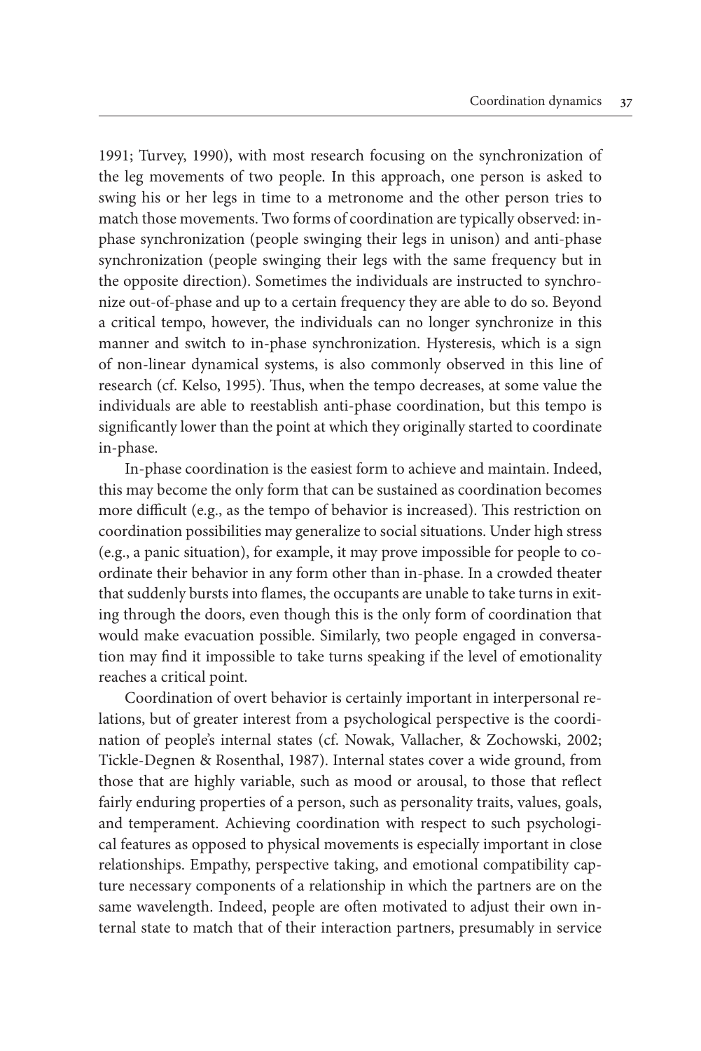1991; Turvey, 1990), with most research focusing on the synchronization of the leg movements of two people. In this approach, one person is asked to swing his or her legs in time to a metronome and the other person tries to match those movements. Two forms of coordination are typically observed: in-phase synchronization (people swinging their legs in unison) and anti-phase synchronization (people swinging their legs with the same frequency but in the opposite direction). Sometimes the individuals are instructed to synchronize out-of-phase and up to a certain frequency they are able to do so. Beyond a critical tempo, however, the individuals can no longer synchronize in this manner and switch to in-phase synchronization. Hysteresis, which is a sign of non-linear dynamical systems, is also commonly observed in this line of research (cf. Kelso, 1995). Thus, when the tempo decreases, at some value the individuals are able to reestablish anti-phase coordination, but this tempo is significantly lower than the point at which they originally started to coordinate in-phase.

In-phase coordination is the easiest form to achieve and maintain. Indeed, this may become the only form that can be sustained as coordination becomes more difficult (e.g., as the tempo of behavior is increased). This restriction on coordination possibilities may generalize to social situations. Under high stress (e.g., a panic situation), for example, it may prove impossible for people to coordinate their behavior in any form other than in-phase. In a crowded theater that suddenly bursts into flames, the occupants are unable to take turns in exiting through the doors, even though this is the only form of coordination that would make evacuation possible. Similarly, two people engaged in conversation may find it impossible to take turns speaking if the level of emotionality reaches a critical point.

Coordination of overt behavior is certainly important in interpersonal relations, but of greater interest from a psychological perspective is the coordination of people's internal states (cf. Nowak, Vallacher, & Zochowski, 2002; Tickle-Degnen & Rosenthal, 1987). Internal states cover a wide ground, from those that are highly variable, such as mood or arousal, to those that reflect fairly enduring properties of a person, such as personality traits, values, goals, and temperament. Achieving coordination with respect to such psychological features as opposed to physical movements is especially important in close relationships. Empathy, perspective taking, and emotional compatibility capture necessary components of a relationship in which the partners are on the same wavelength. Indeed, people are often motivated to adjust their own internal state to match that of their interaction partners, presumably in service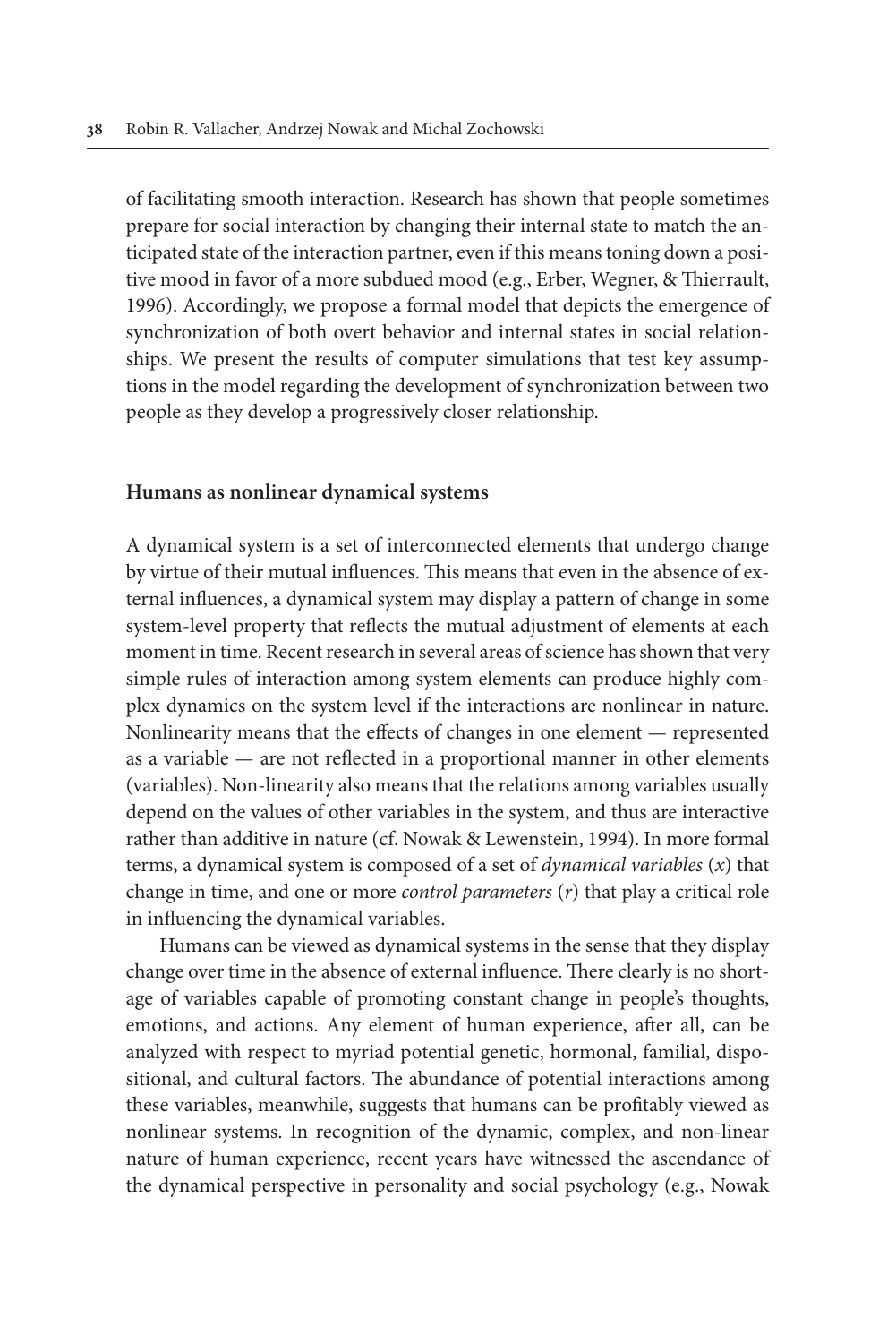of facilitating smooth interaction. Research has shown that people sometimes prepare for social interaction by changing their internal state to match the anticipated state of the interaction partner, even if this means toning down a positive mood in favor of a more subdued mood (e.g., Erber, Wegner, & Thierrault, 1996). Accordingly, we propose a formal model that depicts the emergence of synchronization of both overt behavior and internal states in social relationships. We present the results of computer simulations that test key assumptions in the model regarding the development of synchronization between two people as they develop a progressively closer relationship.

## Humans as nonlinear dynamical systems

A dynamical system is a set of interconnected elements that undergo change by virtue of their mutual influences. This means that even in the absence of external influences, a dynamical system may display a pattern of change in some system-level property that reflects the mutual adjustment of elements at each moment in time. Recent research in several areas of science has shown that very simple rules of interaction among system elements can produce highly complex dynamics on the system level if the interactions are nonlinear in nature. Nonlinearity means that the effects of changes in one element — represented as a variable — are not reflected in a proportional manner in other elements (variables). Non-linearity also means that the relations among variables usually depend on the values of other variables in the system, and thus are interactive rather than additive in nature (cf. Nowak & Lewenstein, 1994). In more formal terms, a dynamical system is composed of a set of *dynamical variables* ($x$) that change in time, and one or more *control parameters* ($r$) that play a critical role in influencing the dynamical variables.

Humans can be viewed as dynamical systems in the sense that they display change over time in the absence of external influence. There clearly is no shortage of variables capable of promoting constant change in people's thoughts, emotions, and actions. Any element of human experience, after all, can be analyzed with respect to myriad potential genetic, hormonal, familial, dispositional, and cultural factors. The abundance of potential interactions among these variables, meanwhile, suggests that humans can be profitably viewed as nonlinear systems. In recognition of the dynamic, complex, and non-linear nature of human experience, recent years have witnessed the ascendance of the dynamical perspective in personality and social psychology (e.g., Nowak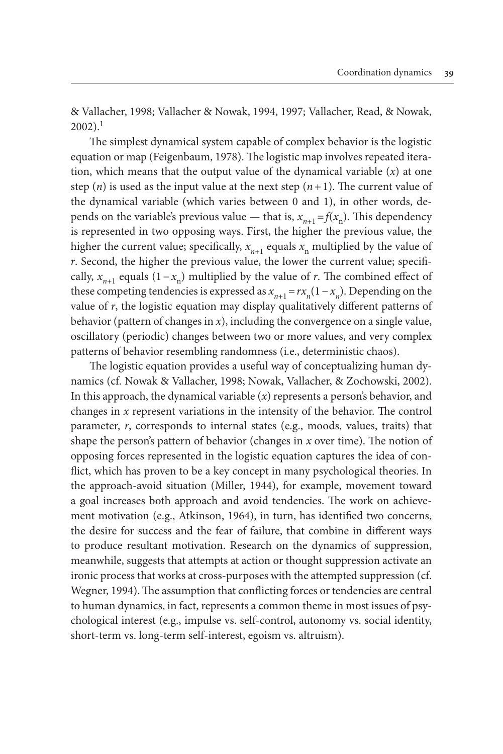& Vallacher, 1998; Vallacher & Nowak, 1994, 1997; Vallacher, Read, & Nowak, 2002).[1]

The simplest dynamical system capable of complex behavior is the logistic equation or map (Feigenbaum, 1978). The logistic map involves repeated iteration, which means that the output value of the dynamical variable ($x$) at one step ($n$) is used as the input value at the next step ($n+1$). The current value of the dynamical variable (which varies between 0 and 1), in other words, depends on the variable's previous value — that is, $x_{n+1} = f(x_n)$. This dependency is represented in two opposing ways. First, the higher the previous value, the higher the current value; specifically, $x_{n+1}$ equals $x_n$ multiplied by the value of $r$. Second, the higher the previous value, the lower the current value; specifically, $x_{n+1}$ equals $(1 - x_n)$ multiplied by the value of $r$. The combined effect of these competing tendencies is expressed as $x_{n+1} = rx_n(1 - x_n)$. Depending on the value of $r$, the logistic equation may display qualitatively different patterns of behavior (pattern of changes in $x$), including the convergence on a single value, oscillatory (periodic) changes between two or more values, and very complex patterns of behavior resembling randomness (i.e., deterministic chaos).

The logistic equation provides a useful way of conceptualizing human dynamics (cf. Nowak & Vallacher, 1998; Nowak, Vallacher, & Zochowski, 2002). In this approach, the dynamical variable ($x$) represents a person's behavior, and changes in $x$ represent variations in the intensity of the behavior. The control parameter, $r$, corresponds to internal states (e.g., moods, values, traits) that shape the person's pattern of behavior (changes in $x$ over time). The notion of opposing forces represented in the logistic equation captures the idea of conflict, which has proven to be a key concept in many psychological theories. In the approach-avoid situation (Miller, 1944), for example, movement toward a goal increases both approach and avoid tendencies. The work on achievement motivation (e.g., Atkinson, 1964), in turn, has identified two concerns, the desire for success and the fear of failure, that combine in different ways to produce resultant motivation. Research on the dynamics of suppression, meanwhile, suggests that attempts at action or thought suppression activate an ironic process that works at cross-purposes with the attempted suppression (cf. Wegner, 1994). The assumption that conflicting forces or tendencies are central to human dynamics, in fact, represents a common theme in most issues of psychological interest (e.g., impulse vs. self-control, autonomy vs. social identity, short-term vs. long-term self-interest, egoism vs. altruism).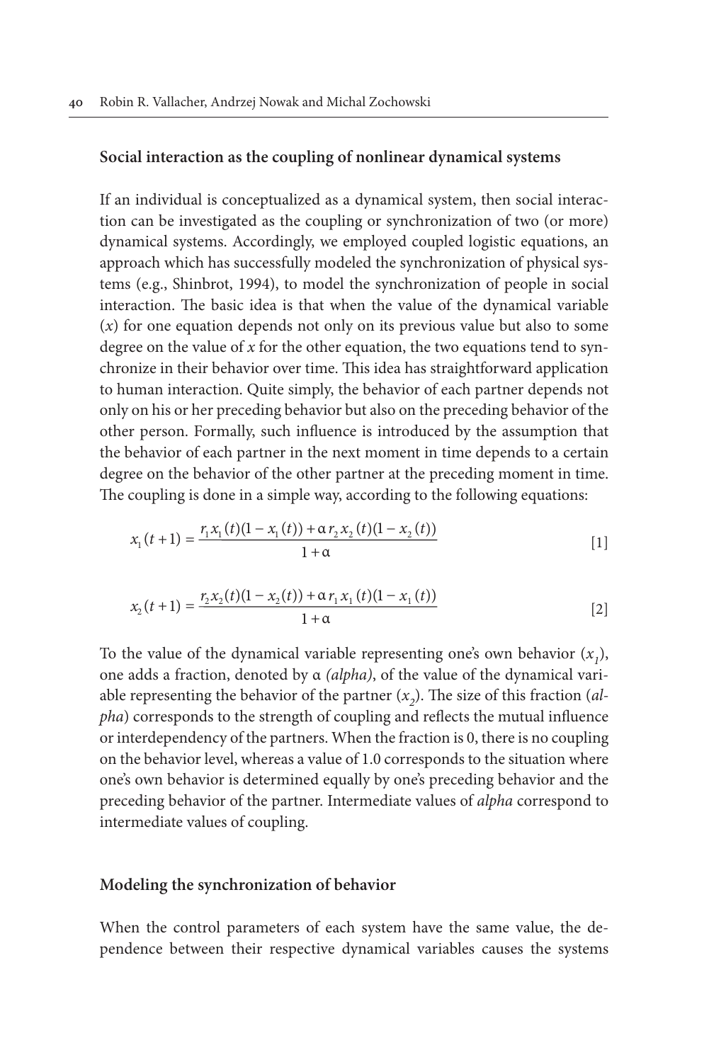### Social interaction as the coupling of nonlinear dynamical systems

If an individual is conceptualized as a dynamical system, then social interaction can be investigated as the coupling or synchronization of two (or more) dynamical systems. Accordingly, we employed coupled logistic equations, an approach which has successfully modeled the synchronization of physical systems (e.g., Shinbrot, 1994), to model the synchronization of people in social interaction. The basic idea is that when the value of the dynamical variable ($x$) for one equation depends not only on its previous value but also to some degree on the value of $x$ for the other equation, the two equations tend to synchronize in their behavior over time. This idea has straightforward application to human interaction. Quite simply, the behavior of each partner depends not only on his or her preceding behavior but also on the preceding behavior of the other person. Formally, such influence is introduced by the assumption that the behavior of each partner in the next moment in time depends to a certain degree on the behavior of the other partner at the preceding moment in time. The coupling is done in a simple way, according to the following equations:

$$x_1(t+1) = \frac{r_1 x_1(t)(1 - x_1(t)) + \alpha r_2 x_2(t)(1 - x_2(t))}{1 + \alpha} \qquad [1]$$

$$x_2(t+1) = \frac{r_2 x_2(t)(1 - x_2(t)) + \alpha r_1 x_1(t)(1 - x_1(t))}{1 + \alpha} \qquad [2]$$

To the value of the dynamical variable representing one's own behavior ($x_1$), one adds a fraction, denoted by α *(alpha)*, of the value of the dynamical variable representing the behavior of the partner ($x_2$). The size of this fraction (*alpha*) corresponds to the strength of coupling and reflects the mutual influence or interdependency of the partners. When the fraction is 0, there is no coupling on the behavior level, whereas a value of 1.0 corresponds to the situation where one's own behavior is determined equally by one's preceding behavior and the preceding behavior of the partner. Intermediate values of *alpha* correspond to intermediate values of coupling.

### Modeling the synchronization of behavior

When the control parameters of each system have the same value, the dependence between their respective dynamical variables causes the systems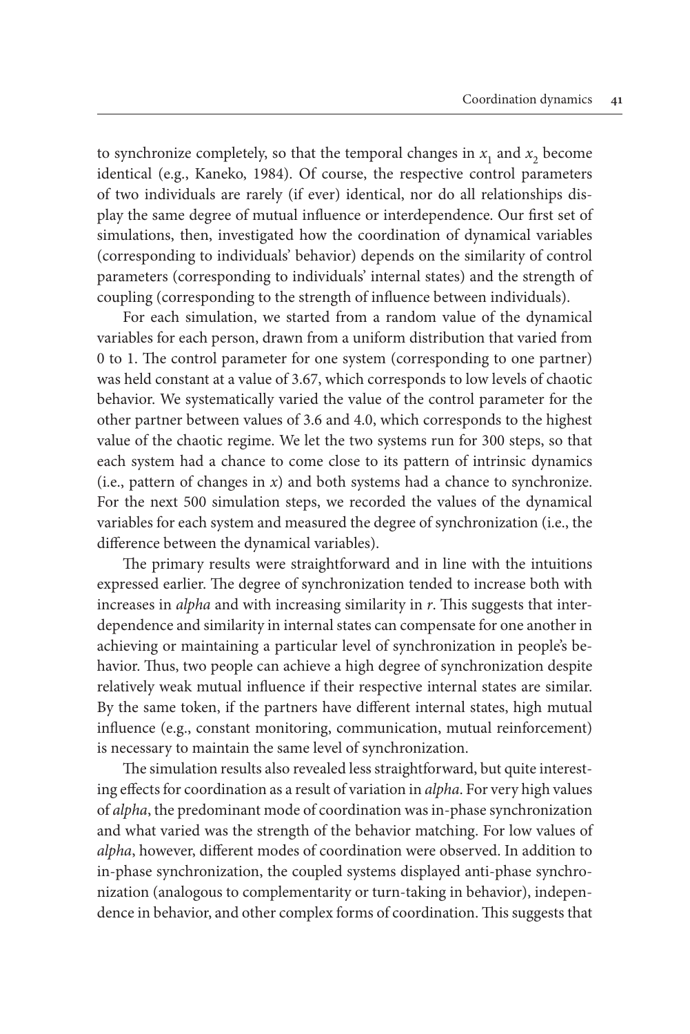to synchronize completely, so that the temporal changes in $x_1$ and $x_2$ become identical (e.g., Kaneko, 1984). Of course, the respective control parameters of two individuals are rarely (if ever) identical, nor do all relationships display the same degree of mutual influence or interdependence. Our first set of simulations, then, investigated how the coordination of dynamical variables (corresponding to individuals' behavior) depends on the similarity of control parameters (corresponding to individuals' internal states) and the strength of coupling (corresponding to the strength of influence between individuals).

For each simulation, we started from a random value of the dynamical variables for each person, drawn from a uniform distribution that varied from 0 to 1. The control parameter for one system (corresponding to one partner) was held constant at a value of 3.67, which corresponds to low levels of chaotic behavior. We systematically varied the value of the control parameter for the other partner between values of 3.6 and 4.0, which corresponds to the highest value of the chaotic regime. We let the two systems run for 300 steps, so that each system had a chance to come close to its pattern of intrinsic dynamics (i.e., pattern of changes in $x$) and both systems had a chance to synchronize. For the next 500 simulation steps, we recorded the values of the dynamical variables for each system and measured the degree of synchronization (i.e., the difference between the dynamical variables).

The primary results were straightforward and in line with the intuitions expressed earlier. The degree of synchronization tended to increase both with increases in *alpha* and with increasing similarity in $r$. This suggests that interdependence and similarity in internal states can compensate for one another in achieving or maintaining a particular level of synchronization in people's behavior. Thus, two people can achieve a high degree of synchronization despite relatively weak mutual influence if their respective internal states are similar. By the same token, if the partners have different internal states, high mutual influence (e.g., constant monitoring, communication, mutual reinforcement) is necessary to maintain the same level of synchronization.

The simulation results also revealed less straightforward, but quite interesting effects for coordination as a result of variation in *alpha*. For very high values of *alpha*, the predominant mode of coordination was in-phase synchronization and what varied was the strength of the behavior matching. For low values of *alpha*, however, different modes of coordination were observed. In addition to in-phase synchronization, the coupled systems displayed anti-phase synchronization (analogous to complementarity or turn-taking in behavior), independence in behavior, and other complex forms of coordination. This suggests that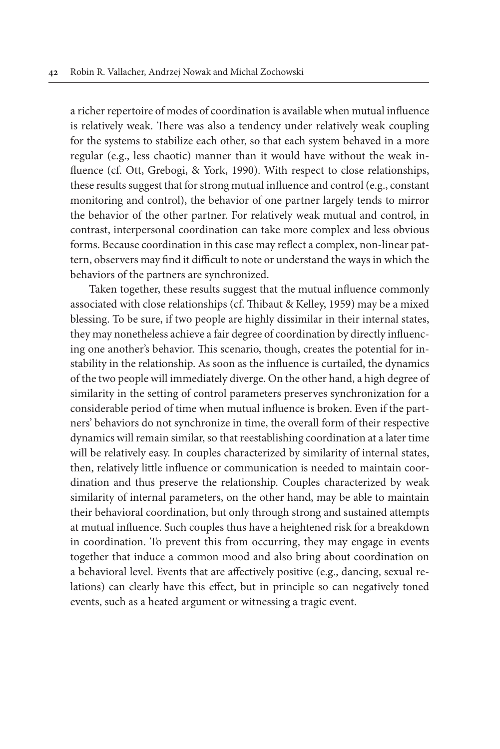a richer repertoire of modes of coordination is available when mutual influence is relatively weak. There was also a tendency under relatively weak coupling for the systems to stabilize each other, so that each system behaved in a more regular (e.g., less chaotic) manner than it would have without the weak influence (cf. Ott, Grebogi, & York, 1990). With respect to close relationships, these results suggest that for strong mutual influence and control (e.g., constant monitoring and control), the behavior of one partner largely tends to mirror the behavior of the other partner. For relatively weak mutual and control, in contrast, interpersonal coordination can take more complex and less obvious forms. Because coordination in this case may reflect a complex, non-linear pattern, observers may find it difficult to note or understand the ways in which the behaviors of the partners are synchronized.

Taken together, these results suggest that the mutual influence commonly associated with close relationships (cf. Thibaut & Kelley, 1959) may be a mixed blessing. To be sure, if two people are highly dissimilar in their internal states, they may nonetheless achieve a fair degree of coordination by directly influencing one another's behavior. This scenario, though, creates the potential for instability in the relationship. As soon as the influence is curtailed, the dynamics of the two people will immediately diverge. On the other hand, a high degree of similarity in the setting of control parameters preserves synchronization for a considerable period of time when mutual influence is broken. Even if the partners' behaviors do not synchronize in time, the overall form of their respective dynamics will remain similar, so that reestablishing coordination at a later time will be relatively easy. In couples characterized by similarity of internal states, then, relatively little influence or communication is needed to maintain coordination and thus preserve the relationship. Couples characterized by weak similarity of internal parameters, on the other hand, may be able to maintain their behavioral coordination, but only through strong and sustained attempts at mutual influence. Such couples thus have a heightened risk for a breakdown in coordination. To prevent this from occurring, they may engage in events together that induce a common mood and also bring about coordination on a behavioral level. Events that are affectively positive (e.g., dancing, sexual relations) can clearly have this effect, but in principle so can negatively toned events, such as a heated argument or witnessing a tragic event.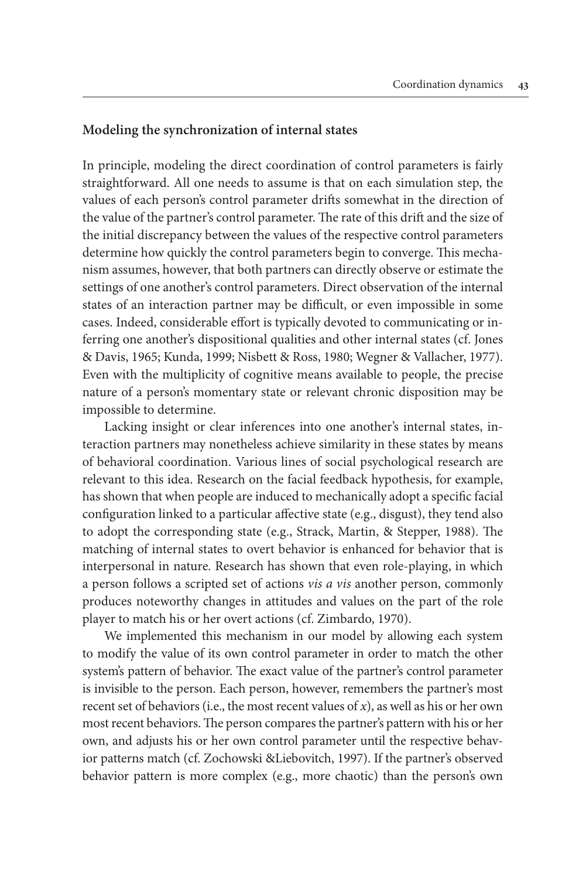## Modeling the synchronization of internal states

In principle, modeling the direct coordination of control parameters is fairly straightforward. All one needs to assume is that on each simulation step, the values of each person's control parameter drifts somewhat in the direction of the value of the partner's control parameter. The rate of this drift and the size of the initial discrepancy between the values of the respective control parameters determine how quickly the control parameters begin to converge. This mechanism assumes, however, that both partners can directly observe or estimate the settings of one another's control parameters. Direct observation of the internal states of an interaction partner may be difficult, or even impossible in some cases. Indeed, considerable effort is typically devoted to communicating or inferring one another's dispositional qualities and other internal states (cf. Jones & Davis, 1965; Kunda, 1999; Nisbett & Ross, 1980; Wegner & Vallacher, 1977). Even with the multiplicity of cognitive means available to people, the precise nature of a person's momentary state or relevant chronic disposition may be impossible to determine.

Lacking insight or clear inferences into one another's internal states, interaction partners may nonetheless achieve similarity in these states by means of behavioral coordination. Various lines of social psychological research are relevant to this idea. Research on the facial feedback hypothesis, for example, has shown that when people are induced to mechanically adopt a specific facial configuration linked to a particular affective state (e.g., disgust), they tend also to adopt the corresponding state (e.g., Strack, Martin, & Stepper, 1988). The matching of internal states to overt behavior is enhanced for behavior that is interpersonal in nature. Research has shown that even role-playing, in which a person follows a scripted set of actions *vis a vis* another person, commonly produces noteworthy changes in attitudes and values on the part of the role player to match his or her overt actions (cf. Zimbardo, 1970).

We implemented this mechanism in our model by allowing each system to modify the value of its own control parameter in order to match the other system's pattern of behavior. The exact value of the partner's control parameter is invisible to the person. Each person, however, remembers the partner's most recent set of behaviors (i.e., the most recent values of $x$), as well as his or her own most recent behaviors. The person compares the partner's pattern with his or her own, and adjusts his or her own control parameter until the respective behavior patterns match (cf. Zochowski &Liebovitch, 1997). If the partner's observed behavior pattern is more complex (e.g., more chaotic) than the person's own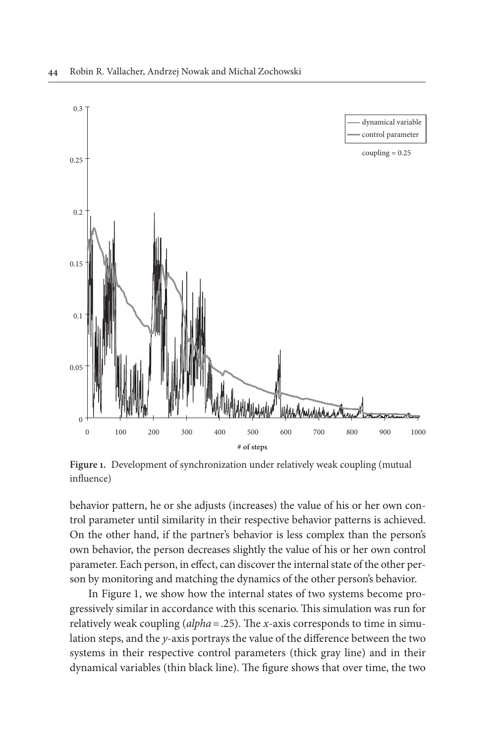**Figure 1.** Development of synchronization under relatively weak coupling (mutual influence)

behavior pattern, he or she adjusts (increases) the value of his or her own control parameter until similarity in their respective behavior patterns is achieved. On the other hand, if the partner's behavior is less complex than the person's own behavior, the person decreases slightly the value of his or her own control parameter. Each person, in effect, can discover the internal state of the other person by monitoring and matching the dynamics of the other person's behavior.

In Figure 1, we show how the internal states of two systems become progressively similar in accordance with this scenario. This simulation was run for relatively weak coupling (*alpha* = .25). The *x*-axis corresponds to time in simulation steps, and the *y*-axis portrays the value of the difference between the two systems in their respective control parameters (thick gray line) and in their dynamical variables (thin black line). The figure shows that over time, the two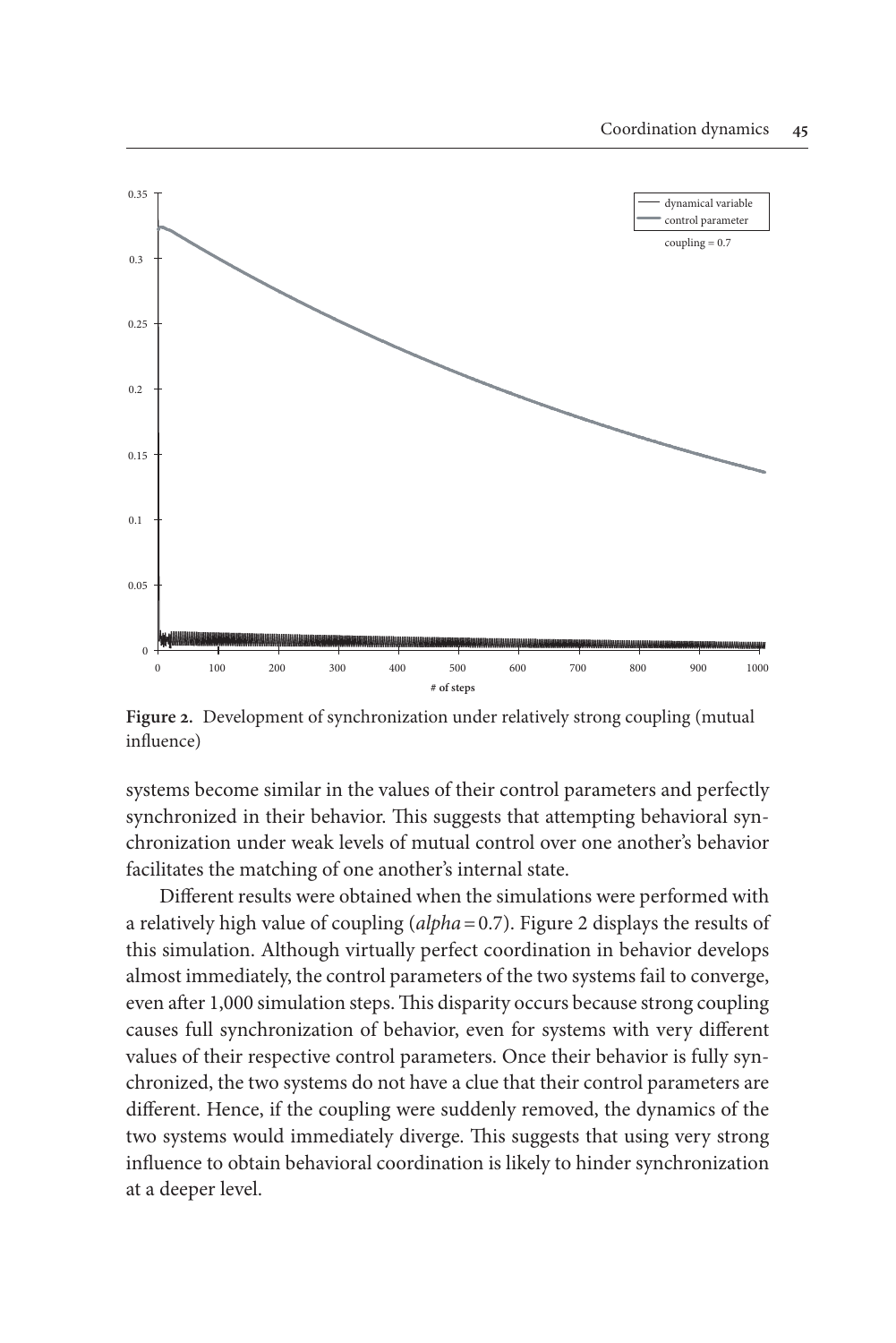**Figure 2.** Development of synchronization under relatively strong coupling (mutual influence)

systems become similar in the values of their control parameters and perfectly synchronized in their behavior. This suggests that attempting behavioral synchronization under weak levels of mutual control over one another's behavior facilitates the matching of one another's internal state.

Different results were obtained when the simulations were performed with a relatively high value of coupling (*alpha* = 0.7). Figure 2 displays the results of this simulation. Although virtually perfect coordination in behavior develops almost immediately, the control parameters of the two systems fail to converge, even after 1,000 simulation steps. This disparity occurs because strong coupling causes full synchronization of behavior, even for systems with very different values of their respective control parameters. Once their behavior is fully synchronized, the two systems do not have a clue that their control parameters are different. Hence, if the coupling were suddenly removed, the dynamics of the two systems would immediately diverge. This suggests that using very strong influence to obtain behavioral coordination is likely to hinder synchronization at a deeper level.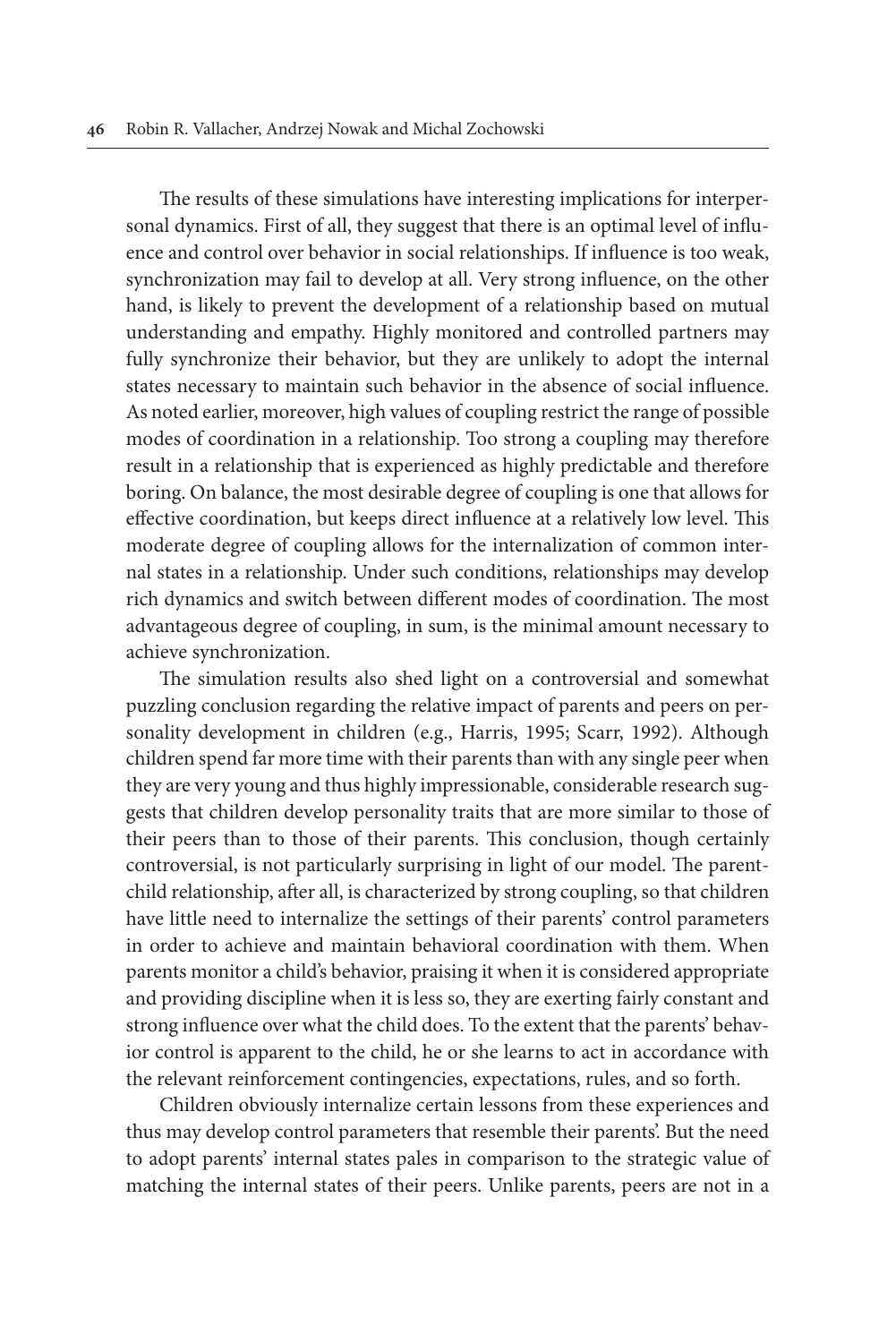The results of these simulations have interesting implications for interpersonal dynamics. First of all, they suggest that there is an optimal level of influence and control over behavior in social relationships. If influence is too weak, synchronization may fail to develop at all. Very strong influence, on the other hand, is likely to prevent the development of a relationship based on mutual understanding and empathy. Highly monitored and controlled partners may fully synchronize their behavior, but they are unlikely to adopt the internal states necessary to maintain such behavior in the absence of social influence. As noted earlier, moreover, high values of coupling restrict the range of possible modes of coordination in a relationship. Too strong a coupling may therefore result in a relationship that is experienced as highly predictable and therefore boring. On balance, the most desirable degree of coupling is one that allows for effective coordination, but keeps direct influence at a relatively low level. This moderate degree of coupling allows for the internalization of common internal states in a relationship. Under such conditions, relationships may develop rich dynamics and switch between different modes of coordination. The most advantageous degree of coupling, in sum, is the minimal amount necessary to achieve synchronization.

The simulation results also shed light on a controversial and somewhat puzzling conclusion regarding the relative impact of parents and peers on personality development in children (e.g., Harris, 1995; Scarr, 1992). Although children spend far more time with their parents than with any single peer when they are very young and thus highly impressionable, considerable research suggests that children develop personality traits that are more similar to those of their peers than to those of their parents. This conclusion, though certainly controversial, is not particularly surprising in light of our model. The parent-child relationship, after all, is characterized by strong coupling, so that children have little need to internalize the settings of their parents' control parameters in order to achieve and maintain behavioral coordination with them. When parents monitor a child's behavior, praising it when it is considered appropriate and providing discipline when it is less so, they are exerting fairly constant and strong influence over what the child does. To the extent that the parents' behavior control is apparent to the child, he or she learns to act in accordance with the relevant reinforcement contingencies, expectations, rules, and so forth.

Children obviously internalize certain lessons from these experiences and thus may develop control parameters that resemble their parents'. But the need to adopt parents' internal states pales in comparison to the strategic value of matching the internal states of their peers. Unlike parents, peers are not in a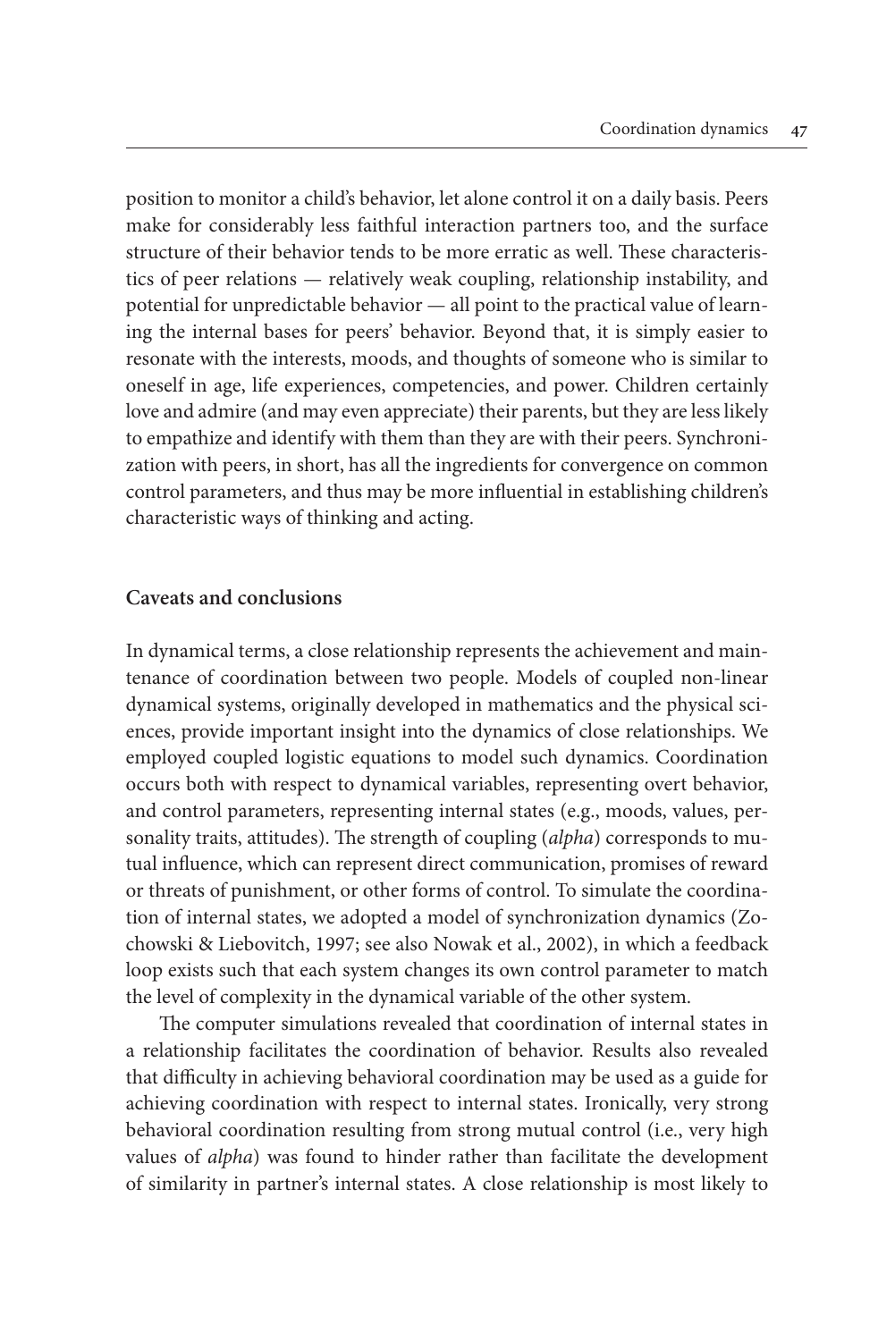position to monitor a child's behavior, let alone control it on a daily basis. Peers make for considerably less faithful interaction partners too, and the surface structure of their behavior tends to be more erratic as well. These characteristics of peer relations — relatively weak coupling, relationship instability, and potential for unpredictable behavior — all point to the practical value of learning the internal bases for peers' behavior. Beyond that, it is simply easier to resonate with the interests, moods, and thoughts of someone who is similar to oneself in age, life experiences, competencies, and power. Children certainly love and admire (and may even appreciate) their parents, but they are less likely to empathize and identify with them than they are with their peers. Synchronization with peers, in short, has all the ingredients for convergence on common control parameters, and thus may be more influential in establishing children's characteristic ways of thinking and acting.

## Caveats and conclusions

In dynamical terms, a close relationship represents the achievement and maintenance of coordination between two people. Models of coupled non-linear dynamical systems, originally developed in mathematics and the physical sciences, provide important insight into the dynamics of close relationships. We employed coupled logistic equations to model such dynamics. Coordination occurs both with respect to dynamical variables, representing overt behavior, and control parameters, representing internal states (e.g., moods, values, personality traits, attitudes). The strength of coupling (*alpha*) corresponds to mutual influence, which can represent direct communication, promises of reward or threats of punishment, or other forms of control. To simulate the coordination of internal states, we adopted a model of synchronization dynamics (Zochowski & Liebovitch, 1997; see also Nowak et al., 2002), in which a feedback loop exists such that each system changes its own control parameter to match the level of complexity in the dynamical variable of the other system.

The computer simulations revealed that coordination of internal states in a relationship facilitates the coordination of behavior. Results also revealed that difficulty in achieving behavioral coordination may be used as a guide for achieving coordination with respect to internal states. Ironically, very strong behavioral coordination resulting from strong mutual control (i.e., very high values of *alpha*) was found to hinder rather than facilitate the development of similarity in partner's internal states. A close relationship is most likely to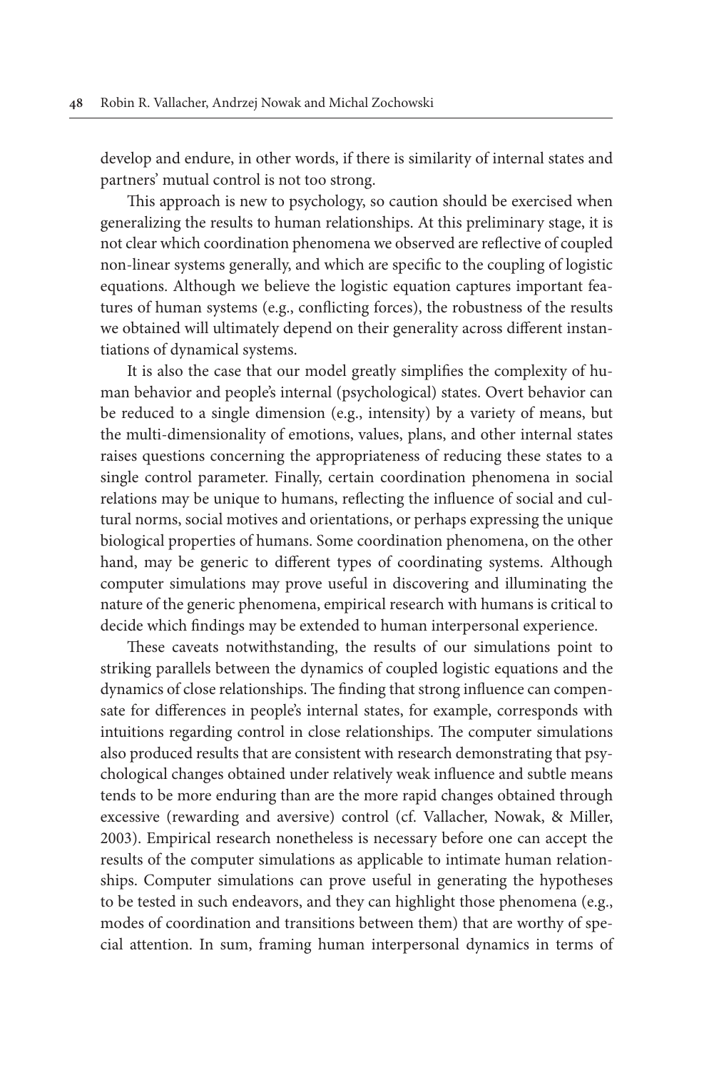develop and endure, in other words, if there is similarity of internal states and partners' mutual control is not too strong.

This approach is new to psychology, so caution should be exercised when generalizing the results to human relationships. At this preliminary stage, it is not clear which coordination phenomena we observed are reflective of coupled non-linear systems generally, and which are specific to the coupling of logistic equations. Although we believe the logistic equation captures important features of human systems (e.g., conflicting forces), the robustness of the results we obtained will ultimately depend on their generality across different instantiations of dynamical systems.

It is also the case that our model greatly simplifies the complexity of human behavior and people's internal (psychological) states. Overt behavior can be reduced to a single dimension (e.g., intensity) by a variety of means, but the multi-dimensionality of emotions, values, plans, and other internal states raises questions concerning the appropriateness of reducing these states to a single control parameter. Finally, certain coordination phenomena in social relations may be unique to humans, reflecting the influence of social and cultural norms, social motives and orientations, or perhaps expressing the unique biological properties of humans. Some coordination phenomena, on the other hand, may be generic to different types of coordinating systems. Although computer simulations may prove useful in discovering and illuminating the nature of the generic phenomena, empirical research with humans is critical to decide which findings may be extended to human interpersonal experience.

These caveats notwithstanding, the results of our simulations point to striking parallels between the dynamics of coupled logistic equations and the dynamics of close relationships. The finding that strong influence can compensate for differences in people's internal states, for example, corresponds with intuitions regarding control in close relationships. The computer simulations also produced results that are consistent with research demonstrating that psychological changes obtained under relatively weak influence and subtle means tends to be more enduring than are the more rapid changes obtained through excessive (rewarding and aversive) control (cf. Vallacher, Nowak, & Miller, 2003). Empirical research nonetheless is necessary before one can accept the results of the computer simulations as applicable to intimate human relationships. Computer simulations can prove useful in generating the hypotheses to be tested in such endeavors, and they can highlight those phenomena (e.g., modes of coordination and transitions between them) that are worthy of special attention. In sum, framing human interpersonal dynamics in terms of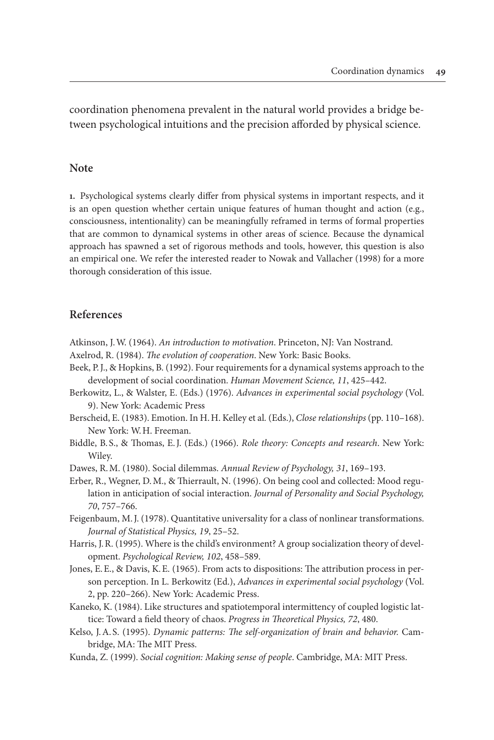coordination phenomena prevalent in the natural world provides a bridge between psychological intuitions and the precision afforded by physical science.

## Note

**1.** Psychological systems clearly differ from physical systems in important respects, and it is an open question whether certain unique features of human thought and action (e.g., consciousness, intentionality) can be meaningfully reframed in terms of formal properties that are common to dynamical systems in other areas of science. Because the dynamical approach has spawned a set of rigorous methods and tools, however, this question is also an empirical one. We refer the interested reader to Nowak and Vallacher (1998) for a more thorough consideration of this issue.

## References

Atkinson, J. W. (1964). *An introduction to motivation*. Princeton, NJ: Van Nostrand.

Axelrod, R. (1984). *The evolution of cooperation*. New York: Basic Books.

Beek, P. J., & Hopkins, B. (1992). Four requirements for a dynamical systems approach to the development of social coordination. *Human Movement Science, 11*, 425–442.

Berkowitz, L., & Walster, E. (Eds.) (1976). *Advances in experimental social psychology* (Vol. 9). New York: Academic Press

Berscheid, E. (1983). Emotion. In H. H. Kelley et al. (Eds.), *Close relationships* (pp. 110–168). New York: W. H. Freeman.

Biddle, B. S., & Thomas, E. J. (Eds.) (1966). *Role theory: Concepts and research*. New York: Wiley.

Dawes, R. M. (1980). Social dilemmas. *Annual Review of Psychology, 31*, 169–193.

Erber, R., Wegner, D. M., & Thierrault, N. (1996). On being cool and collected: Mood regulation in anticipation of social interaction. *Journal of Personality and Social Psychology, 70*, 757–766.

Feigenbaum, M. J. (1978). Quantitative universality for a class of nonlinear transformations. *Journal of Statistical Physics, 19*, 25–52.

Harris, J. R. (1995). Where is the child's environment? A group socialization theory of development. *Psychological Review, 102*, 458–589.

Jones, E. E., & Davis, K. E. (1965). From acts to dispositions: The attribution process in person perception. In L. Berkowitz (Ed.), *Advances in experimental social psychology* (Vol. 2, pp. 220–266). New York: Academic Press.

Kaneko, K. (1984). Like structures and spatiotemporal intermittency of coupled logistic lattice: Toward a field theory of chaos. *Progress in Theoretical Physics, 72*, 480.

Kelso, J. A. S. (1995). *Dynamic patterns: The self-organization of brain and behavior.* Cambridge, MA: The MIT Press.

Kunda, Z. (1999). *Social cognition: Making sense of people*. Cambridge, MA: MIT Press.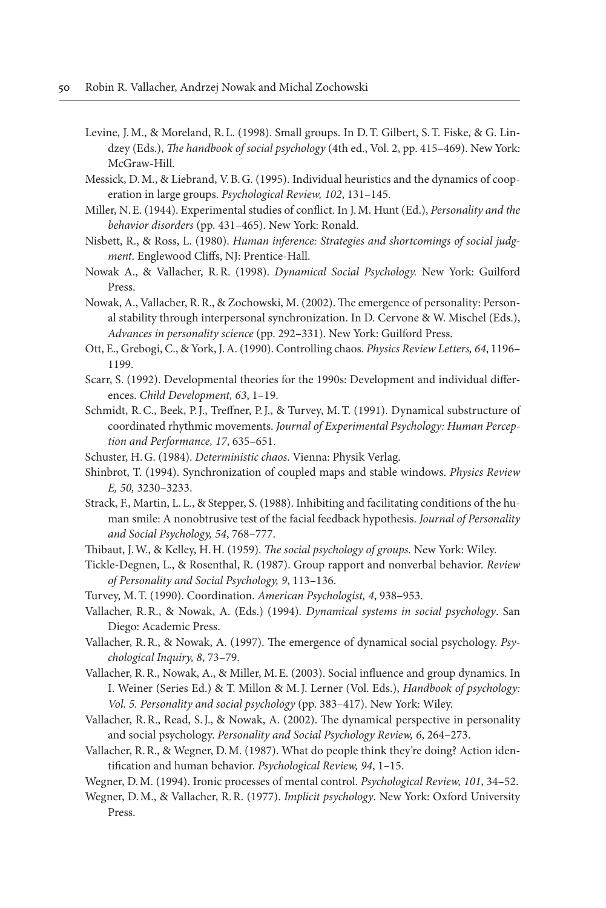Levine, J. M., & Moreland, R. L. (1998). Small groups. In D. T. Gilbert, S. T. Fiske, & G. Lindzey (Eds.), *The handbook of social psychology* (4th ed., Vol. 2, pp. 415–469). New York: McGraw-Hill.

Messick, D. M., & Liebrand, V. B. G. (1995). Individual heuristics and the dynamics of cooperation in large groups. *Psychological Review, 102*, 131–145.

Miller, N. E. (1944). Experimental studies of conflict. In J. M. Hunt (Ed.), *Personality and the behavior disorders* (pp. 431–465). New York: Ronald.

Nisbett, R., & Ross, L. (1980). *Human inference: Strategies and shortcomings of social judgment*. Englewood Cliffs, NJ: Prentice-Hall.

Nowak A., & Vallacher, R. R. (1998). *Dynamical Social Psychology.* New York: Guilford Press.

Nowak, A., Vallacher, R. R., & Zochowski, M. (2002). The emergence of personality: Personal stability through interpersonal synchronization. In D. Cervone & W. Mischel (Eds.), *Advances in personality science* (pp. 292–331). New York: Guilford Press.

Ott, E., Grebogi, C., & York, J. A. (1990). Controlling chaos. *Physics Review Letters, 64*, 1196–1199.

Scarr, S. (1992). Developmental theories for the 1990s: Development and individual differences. *Child Development, 63*, 1–19.

Schmidt, R. C., Beek, P. J., Treffner, P. J., & Turvey, M. T. (1991). Dynamical substructure of coordinated rhythmic movements. *Journal of Experimental Psychology: Human Perception and Performance, 17*, 635–651.

Schuster, H. G. (1984). *Deterministic chaos*. Vienna: Physik Verlag.

Shinbrot, T. (1994). Synchronization of coupled maps and stable windows. *Physics Review E, 50,* 3230–3233.

Strack, F., Martin, L. L., & Stepper, S. (1988). Inhibiting and facilitating conditions of the human smile: A nonobtrusive test of the facial feedback hypothesis. *Journal of Personality and Social Psychology, 54*, 768–777.

Thibaut, J. W., & Kelley, H. H. (1959). *The social psychology of groups*. New York: Wiley.

Tickle-Degnen, L., & Rosenthal, R. (1987). Group rapport and nonverbal behavior. *Review of Personality and Social Psychology, 9*, 113–136.

Turvey, M. T. (1990). Coordination. *American Psychologist, 4*, 938–953.

Vallacher, R. R., & Nowak, A. (Eds.) (1994). *Dynamical systems in social psychology*. San Diego: Academic Press.

Vallacher, R. R., & Nowak, A. (1997). The emergence of dynamical social psychology. *Psychological Inquiry, 8*, 73–79.

Vallacher, R. R., Nowak, A., & Miller, M. E. (2003). Social influence and group dynamics. In I. Weiner (Series Ed.) & T. Millon & M. J. Lerner (Vol. Eds.), *Handbook of psychology: Vol. 5. Personality and social psychology* (pp. 383–417). New York: Wiley.

Vallacher, R. R., Read, S. J., & Nowak, A. (2002). The dynamical perspective in personality and social psychology. *Personality and Social Psychology Review, 6*, 264–273.

Vallacher, R. R., & Wegner, D. M. (1987). What do people think they're doing? Action identification and human behavior. *Psychological Review, 94*, 1–15.

Wegner, D. M. (1994). Ironic processes of mental control. *Psychological Review, 101*, 34–52.

Wegner, D. M., & Vallacher, R. R. (1977). *Implicit psychology*. New York: Oxford University Press.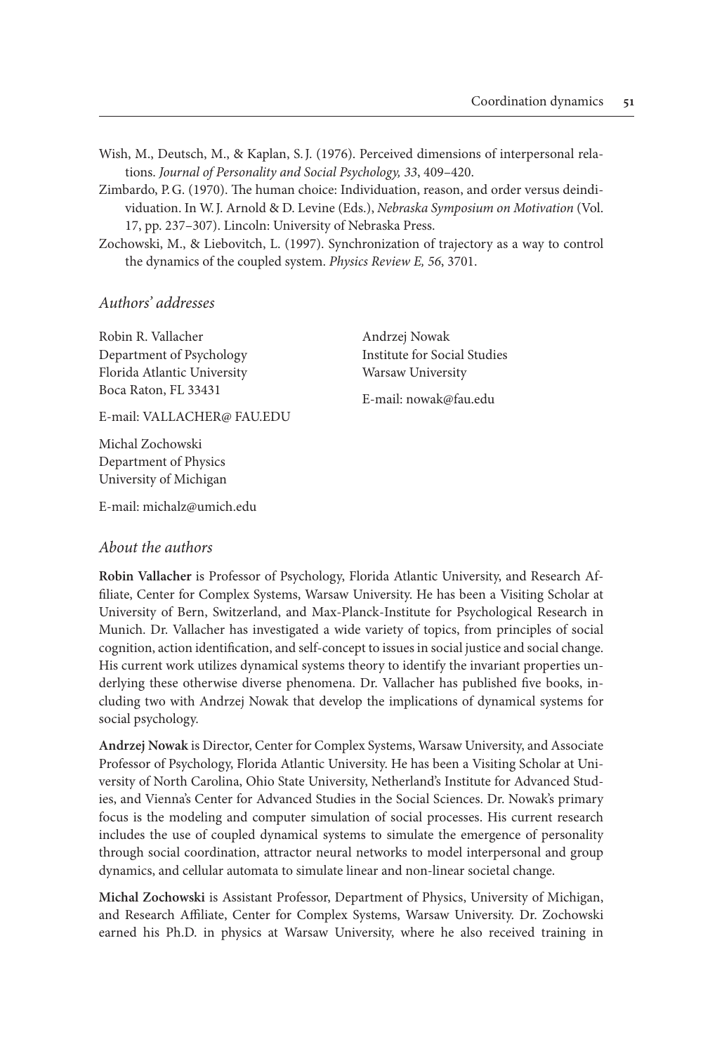Wish, M., Deutsch, M., & Kaplan, S. J. (1976). Perceived dimensions of interpersonal relations. *Journal of Personality and Social Psychology, 33*, 409–420.

Zimbardo, P. G. (1970). The human choice: Individuation, reason, and order versus deindividuation. In W. J. Arnold & D. Levine (Eds.), *Nebraska Symposium on Motivation* (Vol. 17, pp. 237–307). Lincoln: University of Nebraska Press.

Zochowski, M., & Liebovitch, L. (1997). Synchronization of trajectory as a way to control the dynamics of the coupled system. *Physics Review E, 56*, 3701.

## *Authors' addresses*

Robin R. Vallacher
Department of Psychology
Florida Atlantic University
Boca Raton, FL 33431

E-mail: VALLACHER@ FAU.EDU

Andrzej Nowak
Institute for Social Studies
Warsaw University

E-mail: nowak@fau.edu

Michal Zochowski
Department of Physics
University of Michigan

E-mail: michalz@umich.edu

## *About the authors*

**Robin Vallacher** is Professor of Psychology, Florida Atlantic University, and Research Affiliate, Center for Complex Systems, Warsaw University. He has been a Visiting Scholar at University of Bern, Switzerland, and Max-Planck-Institute for Psychological Research in Munich. Dr. Vallacher has investigated a wide variety of topics, from principles of social cognition, action identification, and self-concept to issues in social justice and social change. His current work utilizes dynamical systems theory to identify the invariant properties underlying these otherwise diverse phenomena. Dr. Vallacher has published five books, including two with Andrzej Nowak that develop the implications of dynamical systems for social psychology.

**Andrzej Nowak** is Director, Center for Complex Systems, Warsaw University, and Associate Professor of Psychology, Florida Atlantic University. He has been a Visiting Scholar at University of North Carolina, Ohio State University, Netherland's Institute for Advanced Studies, and Vienna's Center for Advanced Studies in the Social Sciences. Dr. Nowak's primary focus is the modeling and computer simulation of social processes. His current research includes the use of coupled dynamical systems to simulate the emergence of personality through social coordination, attractor neural networks to model interpersonal and group dynamics, and cellular automata to simulate linear and non-linear societal change.

**Michal Zochowski** is Assistant Professor, Department of Physics, University of Michigan, and Research Affiliate, Center for Complex Systems, Warsaw University. Dr. Zochowski earned his Ph.D. in physics at Warsaw University, where he also received training in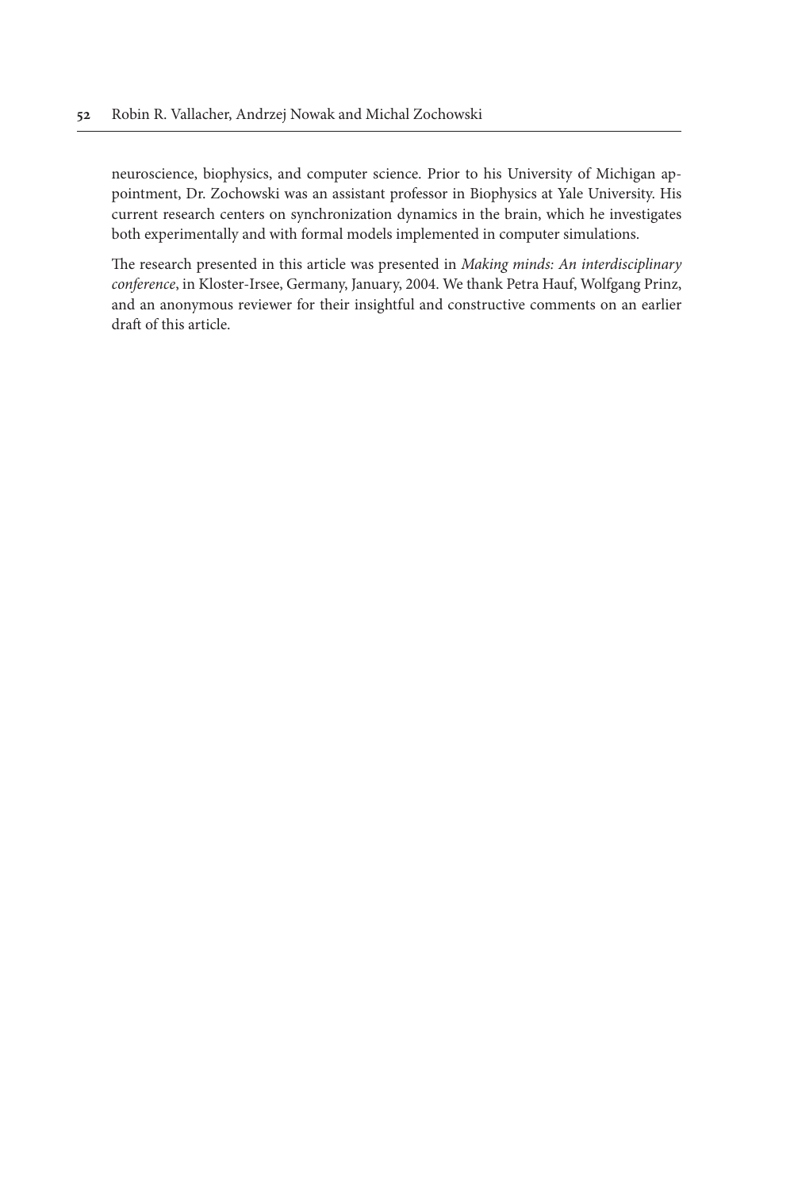neuroscience, biophysics, and computer science. Prior to his University of Michigan appointment, Dr. Zochowski was an assistant professor in Biophysics at Yale University. His current research centers on synchronization dynamics in the brain, which he investigates both experimentally and with formal models implemented in computer simulations.

The research presented in this article was presented in *Making minds: An interdisciplinary conference*, in Kloster-Irsee, Germany, January, 2004. We thank Petra Hauf, Wolfgang Prinz, and an anonymous reviewer for their insightful and constructive comments on an earlier draft of this article.